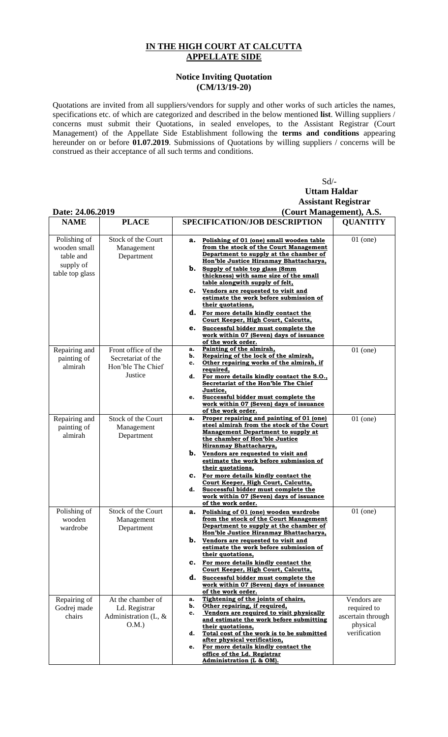## IN THE HIGH COURT AT CALCUTTA
## APPELLATE SIDE

### Notice Inviting Quotation
### (CM/13/19-20)

Quotations are invited from all suppliers/vendors for supply and other works of such articles the names, specifications etc. of which are categorized and described in the below mentioned **list**. Willing suppliers / concerns must submit their Quotations, in sealed envelopes, to the Assistant Registrar (Court Management) of the Appellate Side Establishment following the **terms and conditions** appearing hereunder on or before **01.07.2019**. Submissions of Quotations by willing suppliers / concerns will be construed as their acceptance of all such terms and conditions.

Sd/-
**Uttam Haldar**
**Assistant Registrar**
**(Court Management), A.S.**

**Date: 24.06.2019**

| NAME | PLACE | SPECIFICATION/JOB DESCRIPTION | QUANTITY |
|---|---|---|---|
| Polishing of wooden small table and supply of table top glass | Stock of the Court Management Department | **a.** **Polishing of 01 (one) small wooden table from the stock of the Court Management Department to supply at the chamber of Hon'ble Justice Hiranmay Bhattacharya,**<br>**b.** **Supply of table top glass (8mm thickness) with same size of the small table alongwith supply of felt,**<br>**c.** **Vendors are requested to visit and estimate the work before submission of their quotations,**<br>**d.** **For more details kindly contact the Court Keeper, High Court, Calcutta,**<br>**e.** **Successful bidder must complete the work within 07 (Seven) days of issuance of the work order.** | 01 (one) |
| Repairing and painting of almirah | Front office of the Secretariat of the Hon'ble The Chief Justice | **a.** **Painting of the almirah,**<br>**b.** **Repairing of the lock of the almirah,**<br>**c.** **Other repairing works of the almirah, if required,**<br>**d.** **For more details kindly contact the S.O., Secretariat of the Hon'ble The Chief Justice,**<br>**e.** **Successful bidder must complete the work within 07 (Seven) days of issuance of the work order.** | 01 (one) |
| Repairing and painting of almirah | Stock of the Court Management Department | **a.** **Proper repairing and painting of 01 (one) steel almirah from the stock of the Court Management Department to supply at the chamber of Hon'ble Justice Hiranmay Bhattacharya,**<br>**b.** **Vendors are requested to visit and estimate the work before submission of their quotations,**<br>**c.** **For more details kindly contact the Court Keeper, High Court, Calcutta,**<br>**d.** **Successful bidder must complete the work within 07 (Seven) days of issuance of the work order.** | 01 (one) |
| Polishing of wooden wardrobe | Stock of the Court Management Department | **a.** **Polishing of 01 (one) wooden wardrobe from the stock of the Court Management Department to supply at the chamber of Hon'ble Justice Hiranmay Bhattacharya,**<br>**b.** **Vendors are requested to visit and estimate the work before submission of their quotations,**<br>**c.** **For more details kindly contact the Court Keeper, High Court, Calcutta,**<br>**d.** **Successful bidder must complete the work within 07 (Seven) days of issuance of the work order.** | 01 (one) |
| Repairing of Godrej made chairs | At the chamber of Ld. Registrar Administration (L, & O.M.) | **a.** **Tightening of the joints of chairs,**<br>**b.** **Other repairing, if required,**<br>**c.** **Vendors are required to visit physically and estimate the work before submitting their quotations,**<br>**d.** **Total cost of the work is to be submitted after physical verification,**<br>**e.** **For more details kindly contact the office of the Ld. Registrar Administration (L & OM).** | Vendors are required to ascertain through physical verification |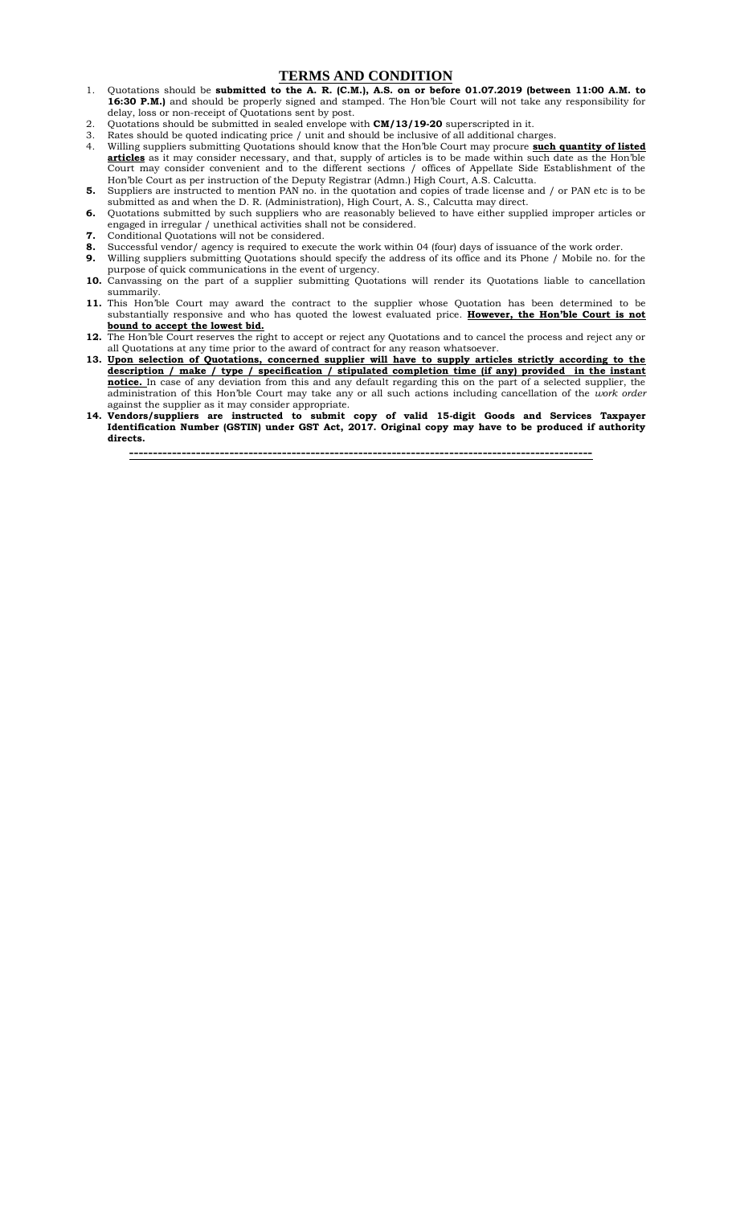# TERMS AND CONDITION

1. Quotations should be **submitted to the A. R. (C.M.), A.S. on or before 01.07.2019 (between 11:00 A.M. to 16:30 P.M.)** and should be properly signed and stamped. The Hon'ble Court will not take any responsibility for delay, loss or non-receipt of Quotations sent by post.
2. Quotations should be submitted in sealed envelope with **CM/13/19-20** superscripted in it.
3. Rates should be quoted indicating price / unit and should be inclusive of all additional charges.
4. Willing suppliers submitting Quotations should know that the Hon'ble Court may procure **such quantity of listed articles** as it may consider necessary, and that, supply of articles is to be made within such date as the Hon'ble Court may consider convenient and to the different sections / offices of Appellate Side Establishment of the Hon'ble Court as per instruction of the Deputy Registrar (Admn.) High Court, A.S. Calcutta.
5. Suppliers are instructed to mention PAN no. in the quotation and copies of trade license and / or PAN etc is to be submitted as and when the D. R. (Administration), High Court, A. S., Calcutta may direct.
6. Quotations submitted by such suppliers who are reasonably believed to have either supplied improper articles or engaged in irregular / unethical activities shall not be considered.
7. Conditional Quotations will not be considered.
8. Successful vendor/ agency is required to execute the work within 04 (four) days of issuance of the work order.
9. Willing suppliers submitting Quotations should specify the address of its office and its Phone / Mobile no. for the purpose of quick communications in the event of urgency.
10. Canvassing on the part of a supplier submitting Quotations will render its Quotations liable to cancellation summarily.
11. This Hon'ble Court may award the contract to the supplier whose Quotation has been determined to be substantially responsive and who has quoted the lowest evaluated price. **However, the Hon'ble Court is not bound to accept the lowest bid.**
12. The Hon'ble Court reserves the right to accept or reject any Quotations and to cancel the process and reject any or all Quotations at any time prior to the award of contract for any reason whatsoever.
13. **Upon selection of Quotations, concerned supplier will have to supply articles strictly according to the description / make / type / specification / stipulated completion time (if any) provided in the instant notice.** In case of any deviation from this and any default regarding this on the part of a selected supplier, the administration of this Hon'ble Court may take any or all such actions including cancellation of the *work order* against the supplier as it may consider appropriate.
14. **Vendors/suppliers are instructed to submit copy of valid 15-digit Goods and Services Taxpayer Identification Number (GSTIN) under GST Act, 2017. Original copy may have to be produced if authority directs.**

---